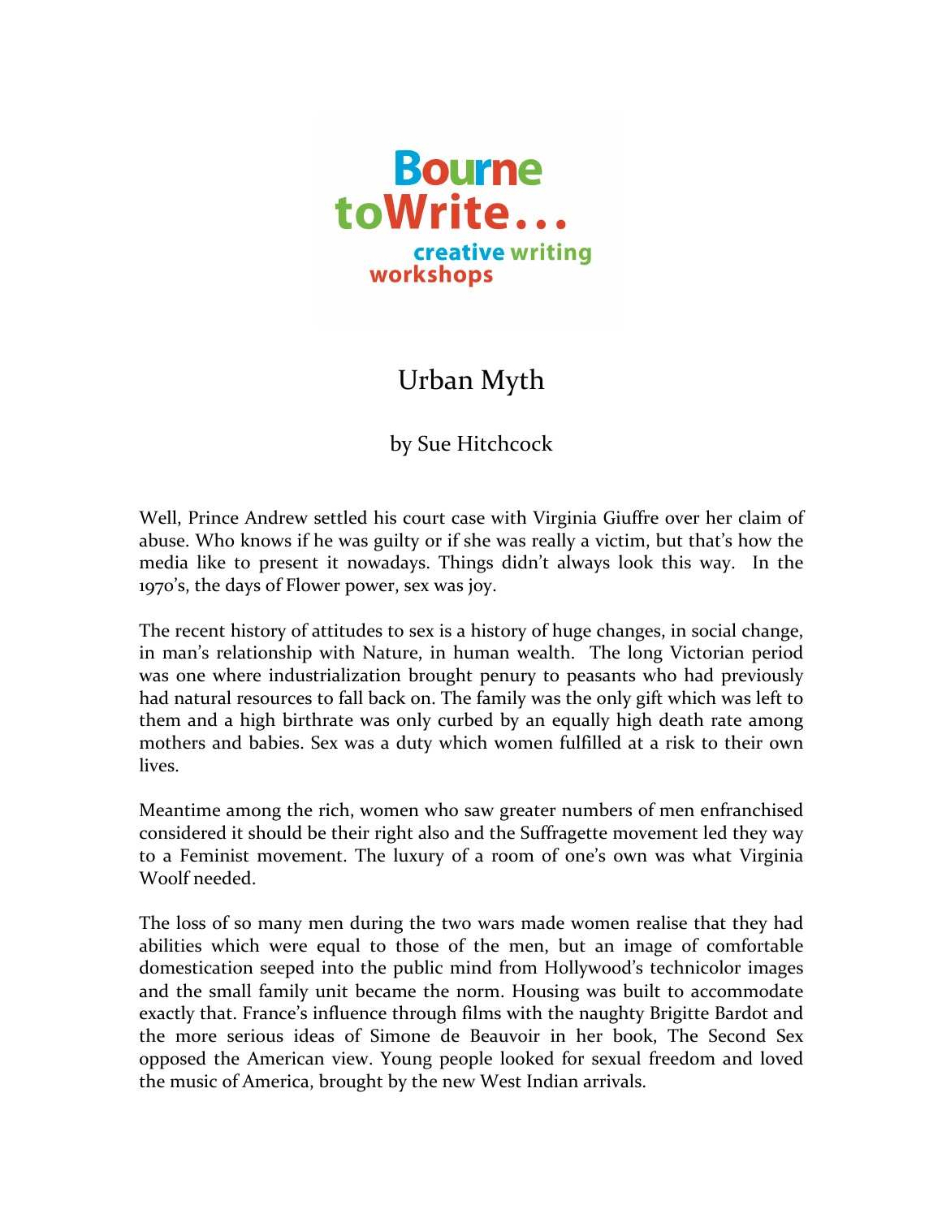Bourne toWrite...
creative writing workshops

# Urban Myth

by Sue Hitchcock

Well, Prince Andrew settled his court case with Virginia Giuffre over her claim of abuse. Who knows if he was guilty or if she was really a victim, but that's how the media like to present it nowadays. Things didn't always look this way. In the 1970's, the days of Flower power, sex was joy.

The recent history of attitudes to sex is a history of huge changes, in social change, in man's relationship with Nature, in human wealth. The long Victorian period was one where industrialization brought penury to peasants who had previously had natural resources to fall back on. The family was the only gift which was left to them and a high birthrate was only curbed by an equally high death rate among mothers and babies. Sex was a duty which women fulfilled at a risk to their own lives.

Meantime among the rich, women who saw greater numbers of men enfranchised considered it should be their right also and the Suffragette movement led they way to a Feminist movement. The luxury of a room of one's own was what Virginia Woolf needed.

The loss of so many men during the two wars made women realise that they had abilities which were equal to those of the men, but an image of comfortable domestication seeped into the public mind from Hollywood's technicolor images and the small family unit became the norm. Housing was built to accommodate exactly that. France's influence through films with the naughty Brigitte Bardot and the more serious ideas of Simone de Beauvoir in her book, The Second Sex opposed the American view. Young people looked for sexual freedom and loved the music of America, brought by the new West Indian arrivals.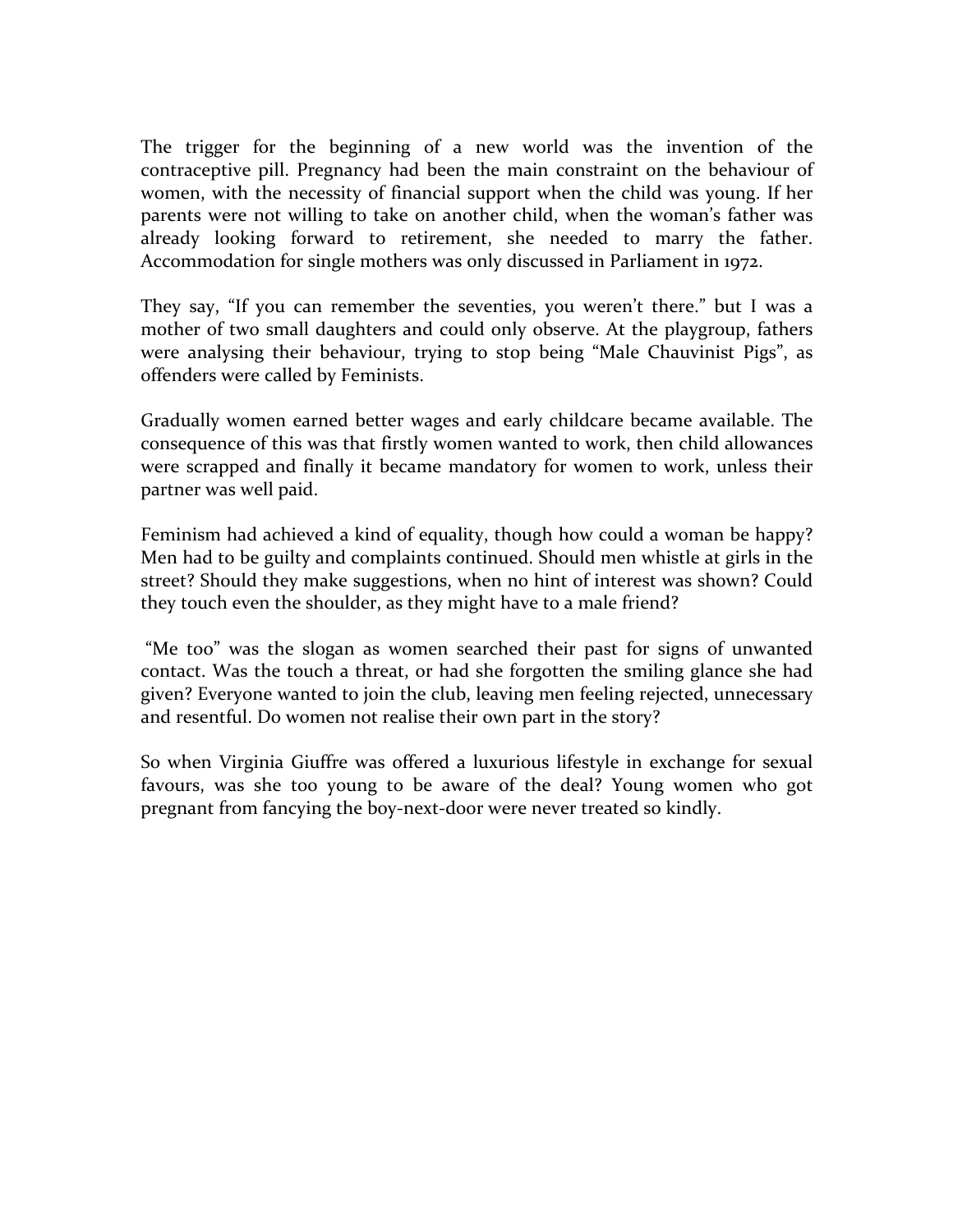The trigger for the beginning of a new world was the invention of the contraceptive pill. Pregnancy had been the main constraint on the behaviour of women, with the necessity of financial support when the child was young. If her parents were not willing to take on another child, when the woman's father was already looking forward to retirement, she needed to marry the father. Accommodation for single mothers was only discussed in Parliament in 1972.

They say, "If you can remember the seventies, you weren't there." but I was a mother of two small daughters and could only observe. At the playgroup, fathers were analysing their behaviour, trying to stop being "Male Chauvinist Pigs", as offenders were called by Feminists.

Gradually women earned better wages and early childcare became available. The consequence of this was that firstly women wanted to work, then child allowances were scrapped and finally it became mandatory for women to work, unless their partner was well paid.

Feminism had achieved a kind of equality, though how could a woman be happy? Men had to be guilty and complaints continued. Should men whistle at girls in the street? Should they make suggestions, when no hint of interest was shown? Could they touch even the shoulder, as they might have to a male friend?

"Me too" was the slogan as women searched their past for signs of unwanted contact. Was the touch a threat, or had she forgotten the smiling glance she had given? Everyone wanted to join the club, leaving men feeling rejected, unnecessary and resentful. Do women not realise their own part in the story?

So when Virginia Giuffre was offered a luxurious lifestyle in exchange for sexual favours, was she too young to be aware of the deal? Young women who got pregnant from fancying the boy-next-door were never treated so kindly.